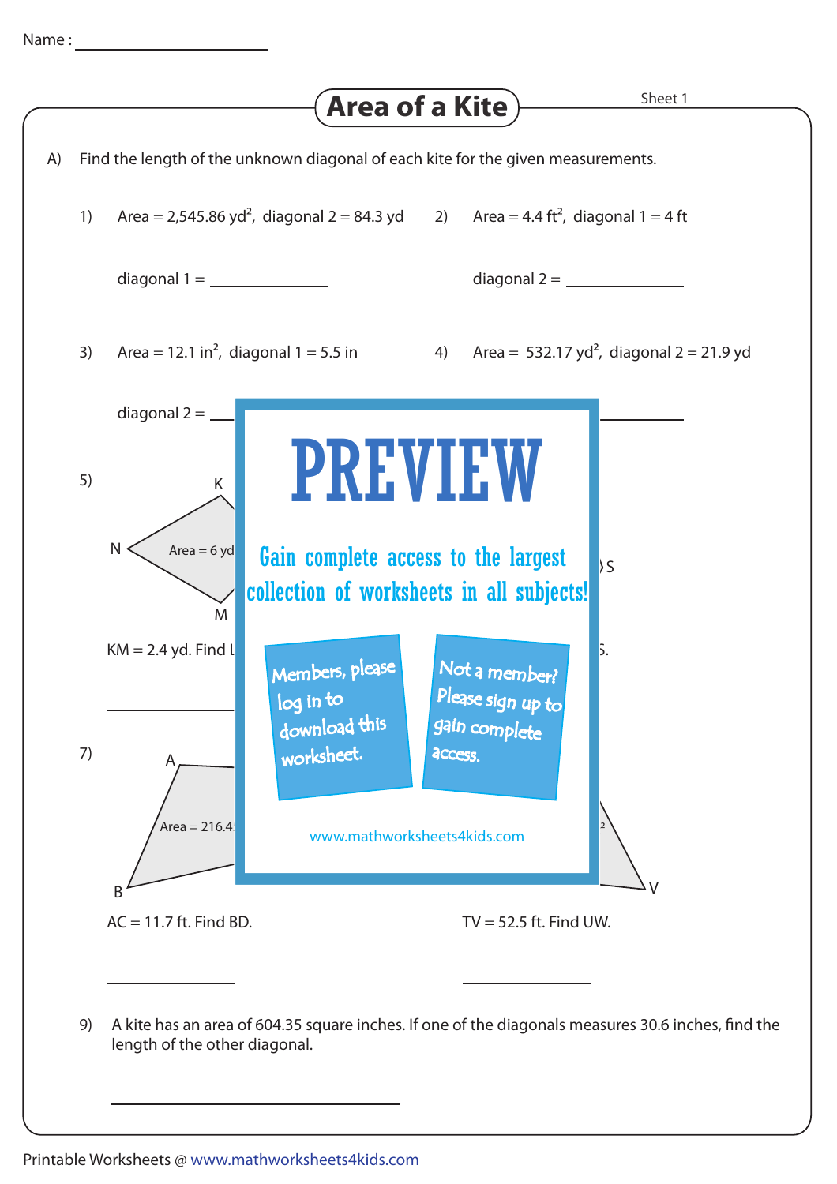Name : ____________________

# Area of a Kite

Sheet 1

A) Find the length of the unknown diagonal of each kite for the given measurements.

1) Area = 2,545.86 $yd^2$, diagonal 2 = 84.3 yd

diagonal 1 = ______________

2) Area = 4.4 $ft^2$, diagonal 1 = 4 ft

diagonal 2 = ______________

3) Area = 12.1 $in^2$, diagonal 1 = 5.5 in

diagonal 2 = ______________

4) Area = 532.17 $yd^2$, diagonal 2 = 21.9 yd

______________

5) K, N, M, Area = 6 yd

KM = 2.4 yd. Find L

______________

S

7) A, B, Area = 216.4

AC = 11.7 ft. Find BD.

______________

V

TV = 52.5 ft. Find UW.

______________

9) A kite has an area of 604.35 square inches. If one of the diagonals measures 30.6 inches, find the length of the other diagonal.

______________

PREVIEW

Gain complete access to the largest collection of worksheets in all subjects!

Members, please log in to download this worksheet.

Not a member? Please sign up to gain complete access.

www.mathworksheets4kids.com

Printable Worksheets @ www.mathworksheets4kids.com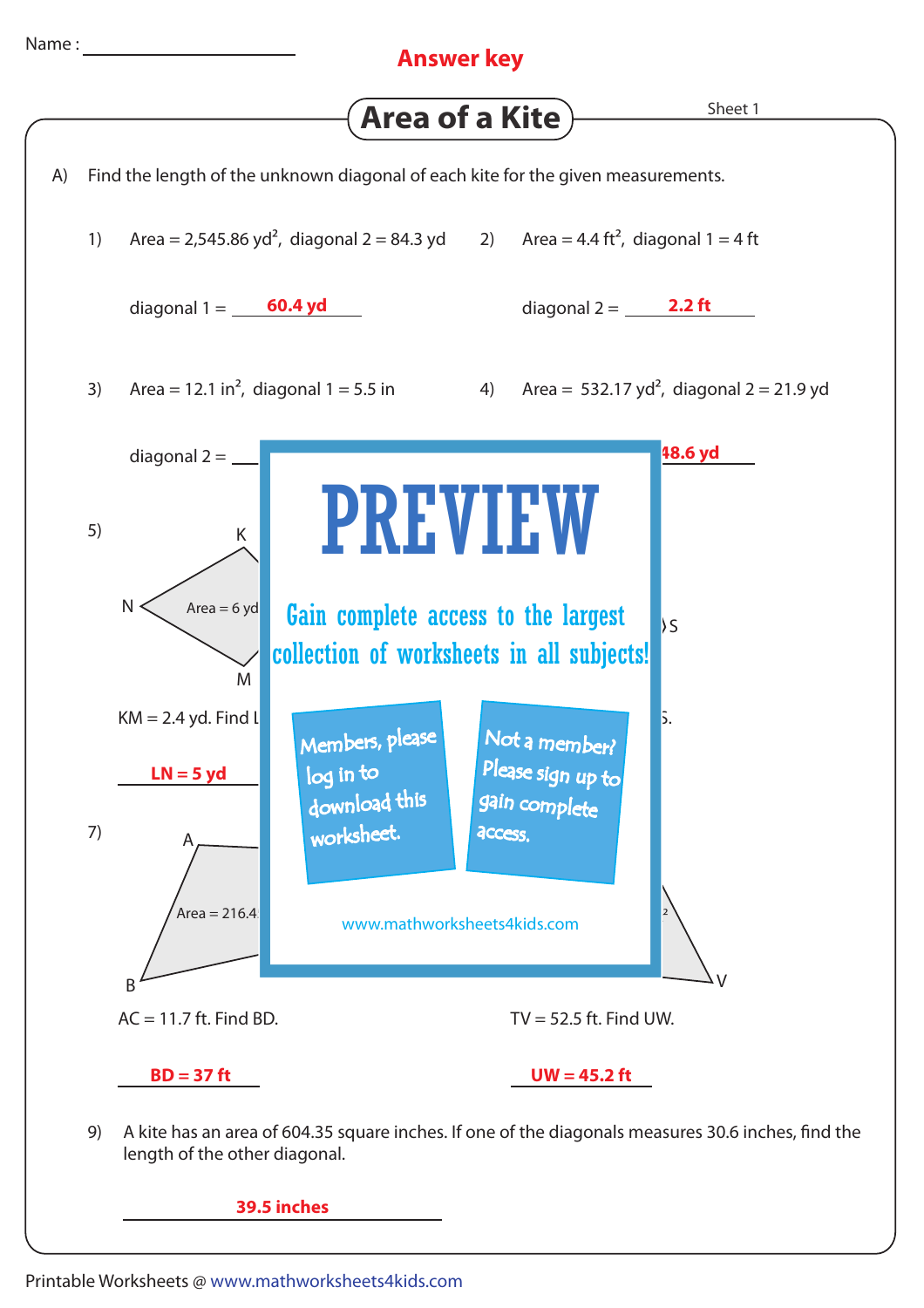Name : ____________________

**Answer key**

# Area of a Kite

Sheet 1

A) Find the length of the unknown diagonal of each kite for the given measurements.

1) Area = 2,545.86 $yd^2$, diagonal 2 = 84.3 yd

diagonal 1 = **60.4 yd**

2) Area = 4.4 $ft^2$, diagonal 1 = 4 ft

diagonal 2 = **2.2 ft**

3) Area = 12.1 $in^2$, diagonal 1 = 5.5 in

diagonal 2 = ____

4) Area = 532.17 $yd^2$, diagonal 2 = 21.9 yd

**48.6 yd**

5)

K

N

Area = 6 yd

M

S

KM = 2.4 yd. Find L

**LN = 5 yd**

7)

A

Area = 216.4

B

V

AC = 11.7 ft. Find BD.

**BD = 37 ft**

TV = 52.5 ft. Find UW.

**UW = 45.2 ft**

9) A kite has an area of 604.35 square inches. If one of the diagonals measures 30.6 inches, find the length of the other diagonal.

**39.5 inches**

PREVIEW

Gain complete access to the largest collection of worksheets in all subjects!

Members, please log in to download this worksheet.

Not a member? Please sign up to gain complete access.

www.mathworksheets4kids.com

Printable Worksheets @ www.mathworksheets4kids.com